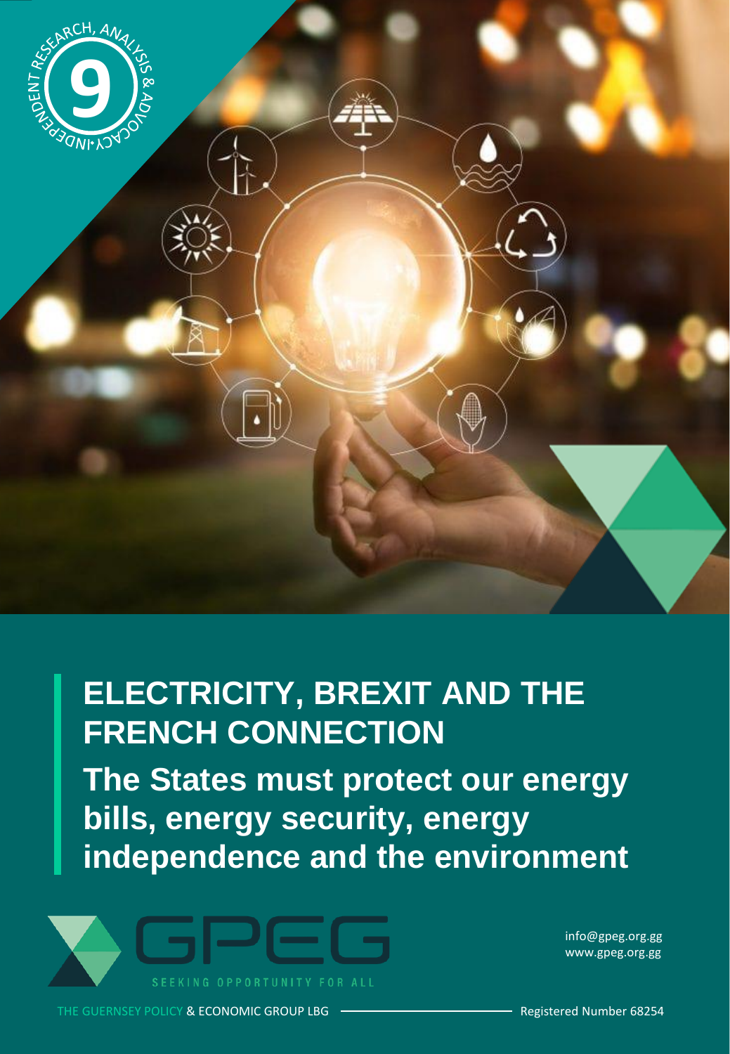# ELECTRICITY, BREXIT AND THE FRENCH CONNECTION

## The States must protect our energy bills, energy security, energy independence and the environment

GPEG

SEEKING OPPORTUNITY FOR ALL

info@gpeg.org.gg
www.gpeg.org.gg

THE GUERNSEY POLICY & ECONOMIC GROUP LBG — Registered Number 68254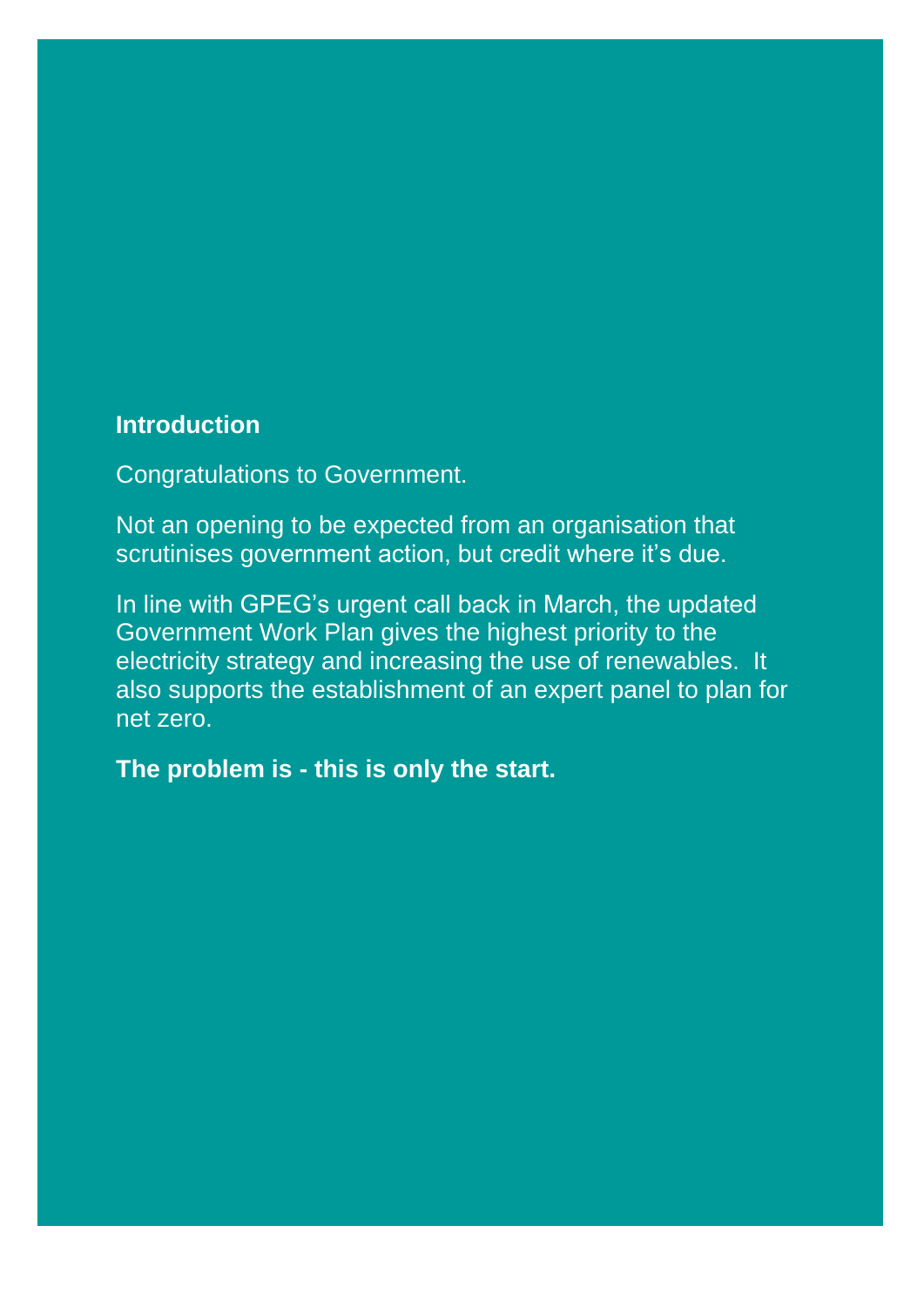## Introduction

Congratulations to Government.

Not an opening to be expected from an organisation that scrutinises government action, but credit where it's due.

In line with GPEG's urgent call back in March, the updated Government Work Plan gives the highest priority to the electricity strategy and increasing the use of renewables. It also supports the establishment of an expert panel to plan for net zero.

**The problem is - this is only the start.**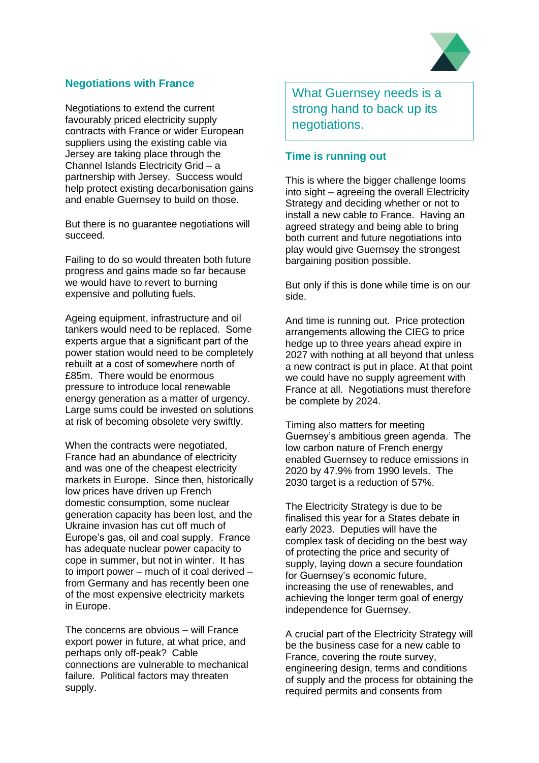## Negotiations with France

Negotiations to extend the current favourably priced electricity supply contracts with France or wider European suppliers using the existing cable via Jersey are taking place through the Channel Islands Electricity Grid – a partnership with Jersey. Success would help protect existing decarbonisation gains and enable Guernsey to build on those.

But there is no guarantee negotiations will succeed.

Failing to do so would threaten both future progress and gains made so far because we would have to revert to burning expensive and polluting fuels.

Ageing equipment, infrastructure and oil tankers would need to be replaced. Some experts argue that a significant part of the power station would need to be completely rebuilt at a cost of somewhere north of £85m. There would be enormous pressure to introduce local renewable energy generation as a matter of urgency. Large sums could be invested on solutions at risk of becoming obsolete very swiftly.

When the contracts were negotiated, France had an abundance of electricity and was one of the cheapest electricity markets in Europe. Since then, historically low prices have driven up French domestic consumption, some nuclear generation capacity has been lost, and the Ukraine invasion has cut off much of Europe's gas, oil and coal supply. France has adequate nuclear power capacity to cope in summer, but not in winter. It has to import power – much of it coal derived – from Germany and has recently been one of the most expensive electricity markets in Europe.

The concerns are obvious – will France export power in future, at what price, and perhaps only off-peak? Cable connections are vulnerable to mechanical failure. Political factors may threaten supply.

> What Guernsey needs is a strong hand to back up its negotiations.

## Time is running out

This is where the bigger challenge looms into sight – agreeing the overall Electricity Strategy and deciding whether or not to install a new cable to France. Having an agreed strategy and being able to bring both current and future negotiations into play would give Guernsey the strongest bargaining position possible.

But only if this is done while time is on our side.

And time is running out. Price protection arrangements allowing the CIEG to price hedge up to three years ahead expire in 2027 with nothing at all beyond that unless a new contract is put in place. At that point we could have no supply agreement with France at all. Negotiations must therefore be complete by 2024.

Timing also matters for meeting Guernsey's ambitious green agenda. The low carbon nature of French energy enabled Guernsey to reduce emissions in 2020 by 47.9% from 1990 levels. The 2030 target is a reduction of 57%.

The Electricity Strategy is due to be finalised this year for a States debate in early 2023. Deputies will have the complex task of deciding on the best way of protecting the price and security of supply, laying down a secure foundation for Guernsey's economic future, increasing the use of renewables, and achieving the longer term goal of energy independence for Guernsey.

A crucial part of the Electricity Strategy will be the business case for a new cable to France, covering the route survey, engineering design, terms and conditions of supply and the process for obtaining the required permits and consents from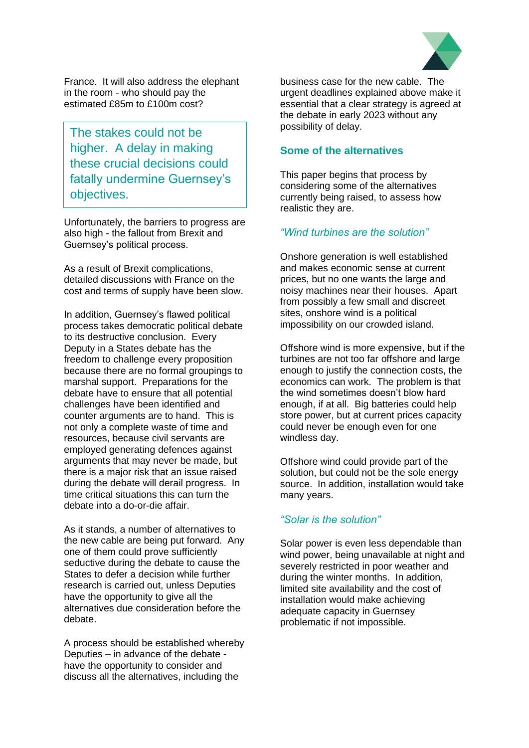France. It will also address the elephant in the room - who should pay the estimated £85m to £100m cost?

> The stakes could not be higher. A delay in making these crucial decisions could fatally undermine Guernsey's objectives.

Unfortunately, the barriers to progress are also high - the fallout from Brexit and Guernsey's political process.

As a result of Brexit complications, detailed discussions with France on the cost and terms of supply have been slow.

In addition, Guernsey's flawed political process takes democratic political debate to its destructive conclusion. Every Deputy in a States debate has the freedom to challenge every proposition because there are no formal groupings to marshal support. Preparations for the debate have to ensure that all potential challenges have been identified and counter arguments are to hand. This is not only a complete waste of time and resources, because civil servants are employed generating defences against arguments that may never be made, but there is a major risk that an issue raised during the debate will derail progress. In time critical situations this can turn the debate into a do-or-die affair.

As it stands, a number of alternatives to the new cable are being put forward. Any one of them could prove sufficiently seductive during the debate to cause the States to defer a decision while further research is carried out, unless Deputies have the opportunity to give all the alternatives due consideration before the debate.

A process should be established whereby Deputies – in advance of the debate - have the opportunity to consider and discuss all the alternatives, including the business case for the new cable. The urgent deadlines explained above make it essential that a clear strategy is agreed at the debate in early 2023 without any possibility of delay.

## Some of the alternatives

This paper begins that process by considering some of the alternatives currently being raised, to assess how realistic they are.

### *"Wind turbines are the solution"*

Onshore generation is well established and makes economic sense at current prices, but no one wants the large and noisy machines near their houses. Apart from possibly a few small and discreet sites, onshore wind is a political impossibility on our crowded island.

Offshore wind is more expensive, but if the turbines are not too far offshore and large enough to justify the connection costs, the economics can work. The problem is that the wind sometimes doesn't blow hard enough, if at all. Big batteries could help store power, but at current prices capacity could never be enough even for one windless day.

Offshore wind could provide part of the solution, but could not be the sole energy source. In addition, installation would take many years.

### *"Solar is the solution"*

Solar power is even less dependable than wind power, being unavailable at night and severely restricted in poor weather and during the winter months. In addition, limited site availability and the cost of installation would make achieving adequate capacity in Guernsey problematic if not impossible.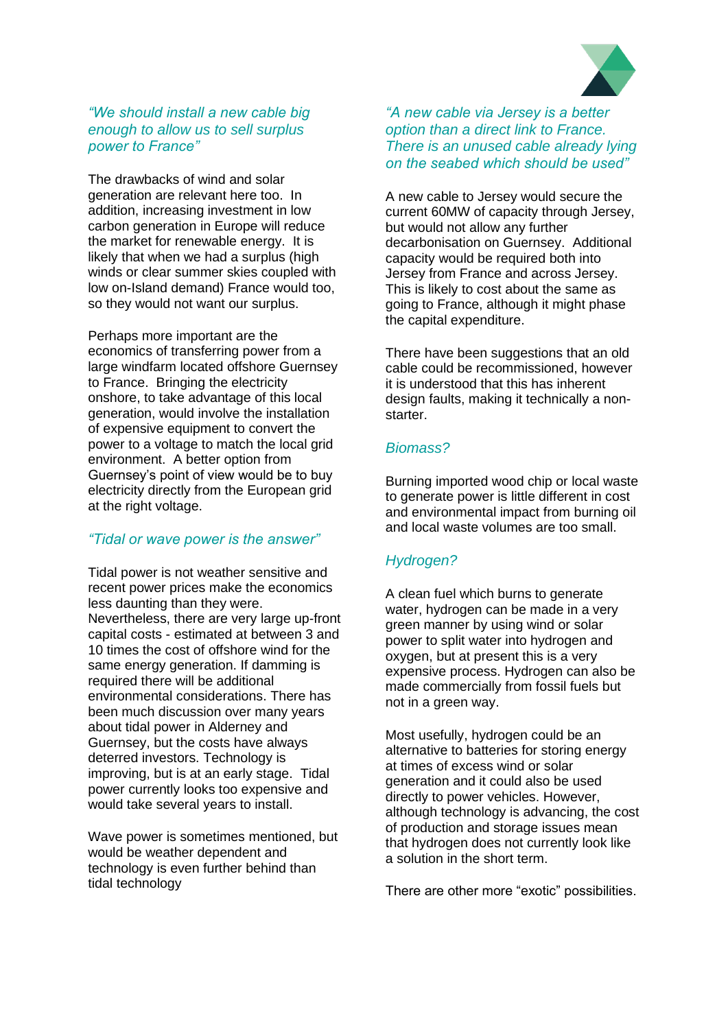### *"We should install a new cable big enough to allow us to sell surplus power to France"*

The drawbacks of wind and solar generation are relevant here too. In addition, increasing investment in low carbon generation in Europe will reduce the market for renewable energy. It is likely that when we had a surplus (high winds or clear summer skies coupled with low on-Island demand) France would too, so they would not want our surplus.

Perhaps more important are the economics of transferring power from a large windfarm located offshore Guernsey to France. Bringing the electricity onshore, to take advantage of this local generation, would involve the installation of expensive equipment to convert the power to a voltage to match the local grid environment. A better option from Guernsey's point of view would be to buy electricity directly from the European grid at the right voltage.

### *"Tidal or wave power is the answer"*

Tidal power is not weather sensitive and recent power prices make the economics less daunting than they were. Nevertheless, there are very large up-front capital costs - estimated at between 3 and 10 times the cost of offshore wind for the same energy generation. If damming is required there will be additional environmental considerations. There has been much discussion over many years about tidal power in Alderney and Guernsey, but the costs have always deterred investors. Technology is improving, but is at an early stage. Tidal power currently looks too expensive and would take several years to install.

Wave power is sometimes mentioned, but would be weather dependent and technology is even further behind than tidal technology

### *"A new cable via Jersey is a better option than a direct link to France. There is an unused cable already lying on the seabed which should be used"*

A new cable to Jersey would secure the current 60MW of capacity through Jersey, but would not allow any further decarbonisation on Guernsey. Additional capacity would be required both into Jersey from France and across Jersey. This is likely to cost about the same as going to France, although it might phase the capital expenditure.

There have been suggestions that an old cable could be recommissioned, however it is understood that this has inherent design faults, making it technically a non-starter.

### *Biomass?*

Burning imported wood chip or local waste to generate power is little different in cost and environmental impact from burning oil and local waste volumes are too small.

### *Hydrogen?*

A clean fuel which burns to generate water, hydrogen can be made in a very green manner by using wind or solar power to split water into hydrogen and oxygen, but at present this is a very expensive process. Hydrogen can also be made commercially from fossil fuels but not in a green way.

Most usefully, hydrogen could be an alternative to batteries for storing energy at times of excess wind or solar generation and it could also be used directly to power vehicles. However, although technology is advancing, the cost of production and storage issues mean that hydrogen does not currently look like a solution in the short term.

There are other more "exotic" possibilities.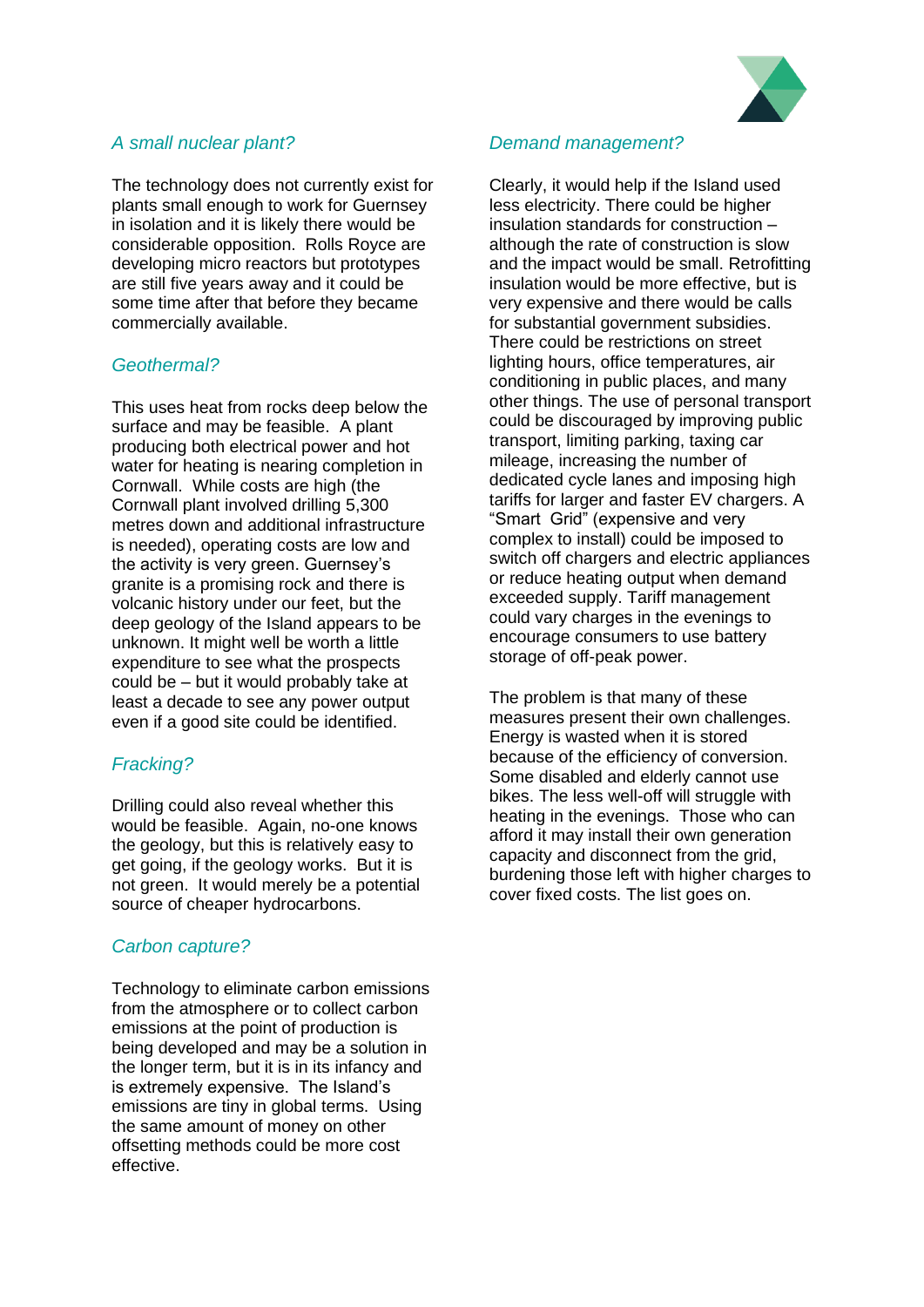## *A small nuclear plant?*

The technology does not currently exist for plants small enough to work for Guernsey in isolation and it is likely there would be considerable opposition. Rolls Royce are developing micro reactors but prototypes are still five years away and it could be some time after that before they became commercially available.

## *Geothermal?*

This uses heat from rocks deep below the surface and may be feasible. A plant producing both electrical power and hot water for heating is nearing completion in Cornwall. While costs are high (the Cornwall plant involved drilling 5,300 metres down and additional infrastructure is needed), operating costs are low and the activity is very green. Guernsey's granite is a promising rock and there is volcanic history under our feet, but the deep geology of the Island appears to be unknown. It might well be worth a little expenditure to see what the prospects could be – but it would probably take at least a decade to see any power output even if a good site could be identified.

## *Fracking?*

Drilling could also reveal whether this would be feasible. Again, no-one knows the geology, but this is relatively easy to get going, if the geology works. But it is not green. It would merely be a potential source of cheaper hydrocarbons.

## *Carbon capture?*

Technology to eliminate carbon emissions from the atmosphere or to collect carbon emissions at the point of production is being developed and may be a solution in the longer term, but it is in its infancy and is extremely expensive. The Island's emissions are tiny in global terms. Using the same amount of money on other offsetting methods could be more cost effective.

## *Demand management?*

Clearly, it would help if the Island used less electricity. There could be higher insulation standards for construction – although the rate of construction is slow and the impact would be small. Retrofitting insulation would be more effective, but is very expensive and there would be calls for substantial government subsidies. There could be restrictions on street lighting hours, office temperatures, air conditioning in public places, and many other things. The use of personal transport could be discouraged by improving public transport, limiting parking, taxing car mileage, increasing the number of dedicated cycle lanes and imposing high tariffs for larger and faster EV chargers. A "Smart Grid" (expensive and very complex to install) could be imposed to switch off chargers and electric appliances or reduce heating output when demand exceeded supply. Tariff management could vary charges in the evenings to encourage consumers to use battery storage of off-peak power.

The problem is that many of these measures present their own challenges. Energy is wasted when it is stored because of the efficiency of conversion. Some disabled and elderly cannot use bikes. The less well-off will struggle with heating in the evenings. Those who can afford it may install their own generation capacity and disconnect from the grid, burdening those left with higher charges to cover fixed costs. The list goes on.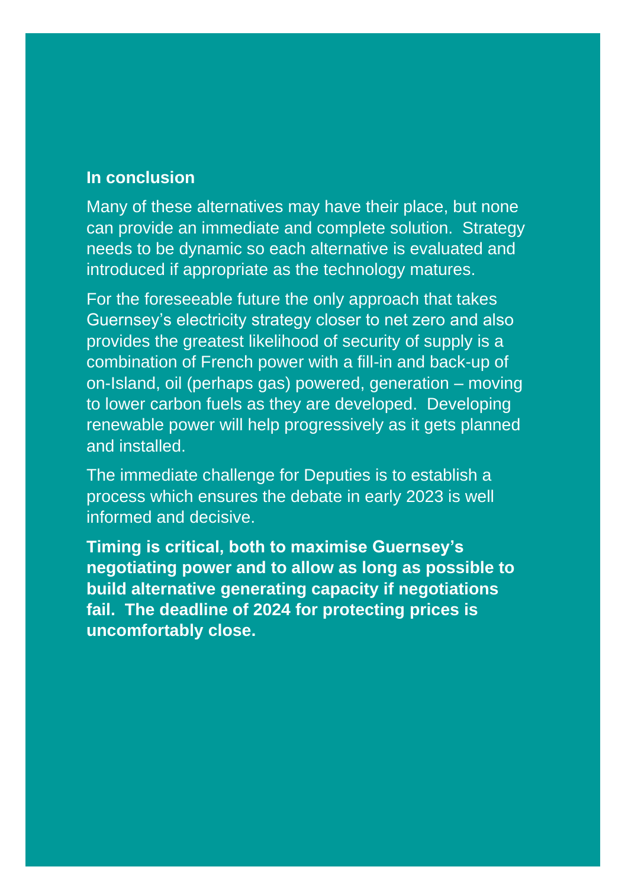## In conclusion

Many of these alternatives may have their place, but none can provide an immediate and complete solution.  Strategy needs to be dynamic so each alternative is evaluated and introduced if appropriate as the technology matures.

For the foreseeable future the only approach that takes Guernsey's electricity strategy closer to net zero and also provides the greatest likelihood of security of supply is a combination of French power with a fill-in and back-up of on-Island, oil (perhaps gas) powered, generation – moving to lower carbon fuels as they are developed.  Developing renewable power will help progressively as it gets planned and installed.

The immediate challenge for Deputies is to establish a process which ensures the debate in early 2023 is well informed and decisive.

**Timing is critical, both to maximise Guernsey's negotiating power and to allow as long as possible to build alternative generating capacity if negotiations fail.  The deadline of 2024 for protecting prices is uncomfortably close.**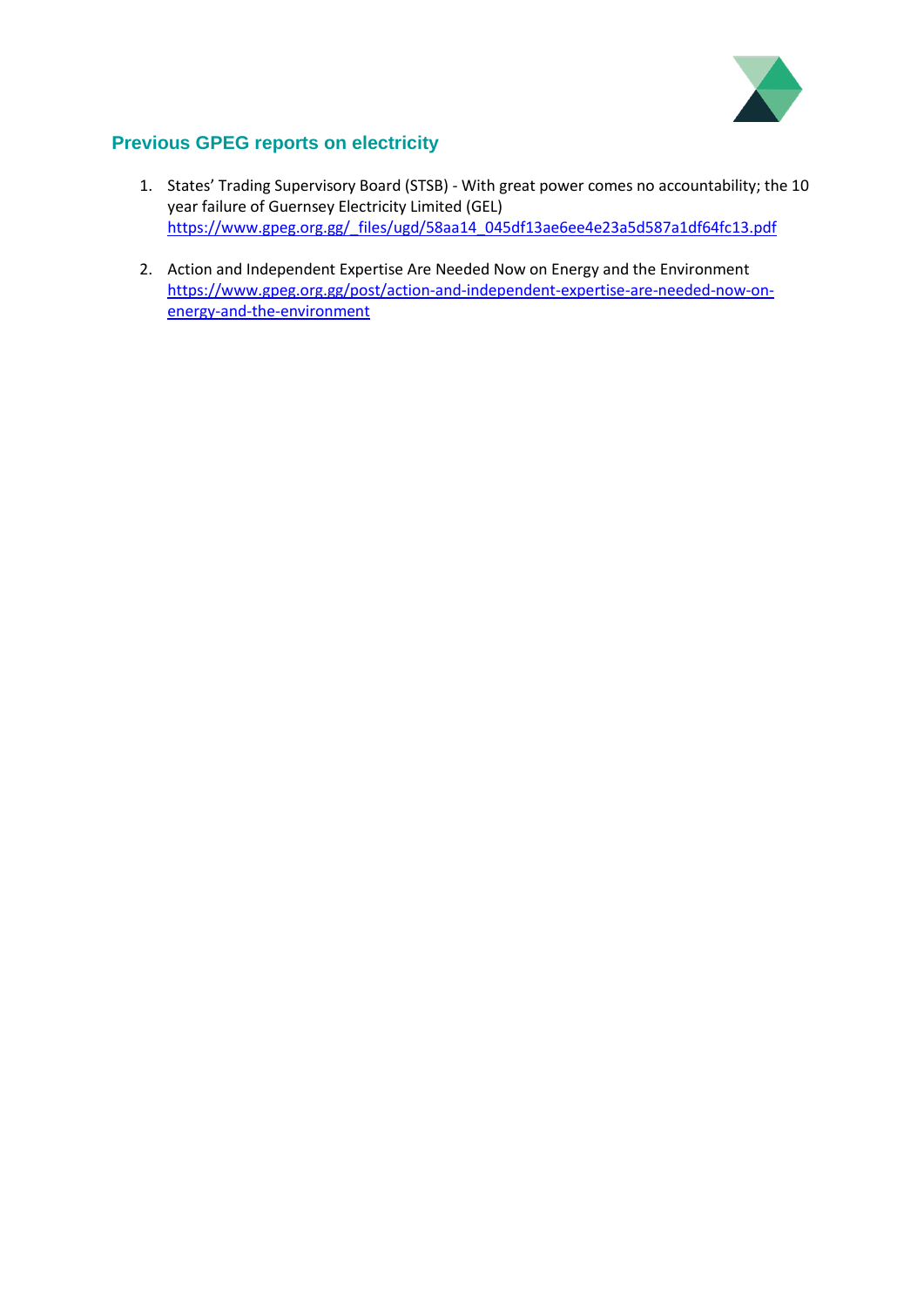## Previous GPEG reports on electricity

1. States' Trading Supervisory Board (STSB) - With great power comes no accountability; the 10 year failure of Guernsey Electricity Limited (GEL)
   https://www.gpeg.org.gg/_files/ugd/58aa14_045df13ae6ee4e23a5d587a1df64fc13.pdf

2. Action and Independent Expertise Are Needed Now on Energy and the Environment
   https://www.gpeg.org.gg/post/action-and-independent-expertise-are-needed-now-on-energy-and-the-environment